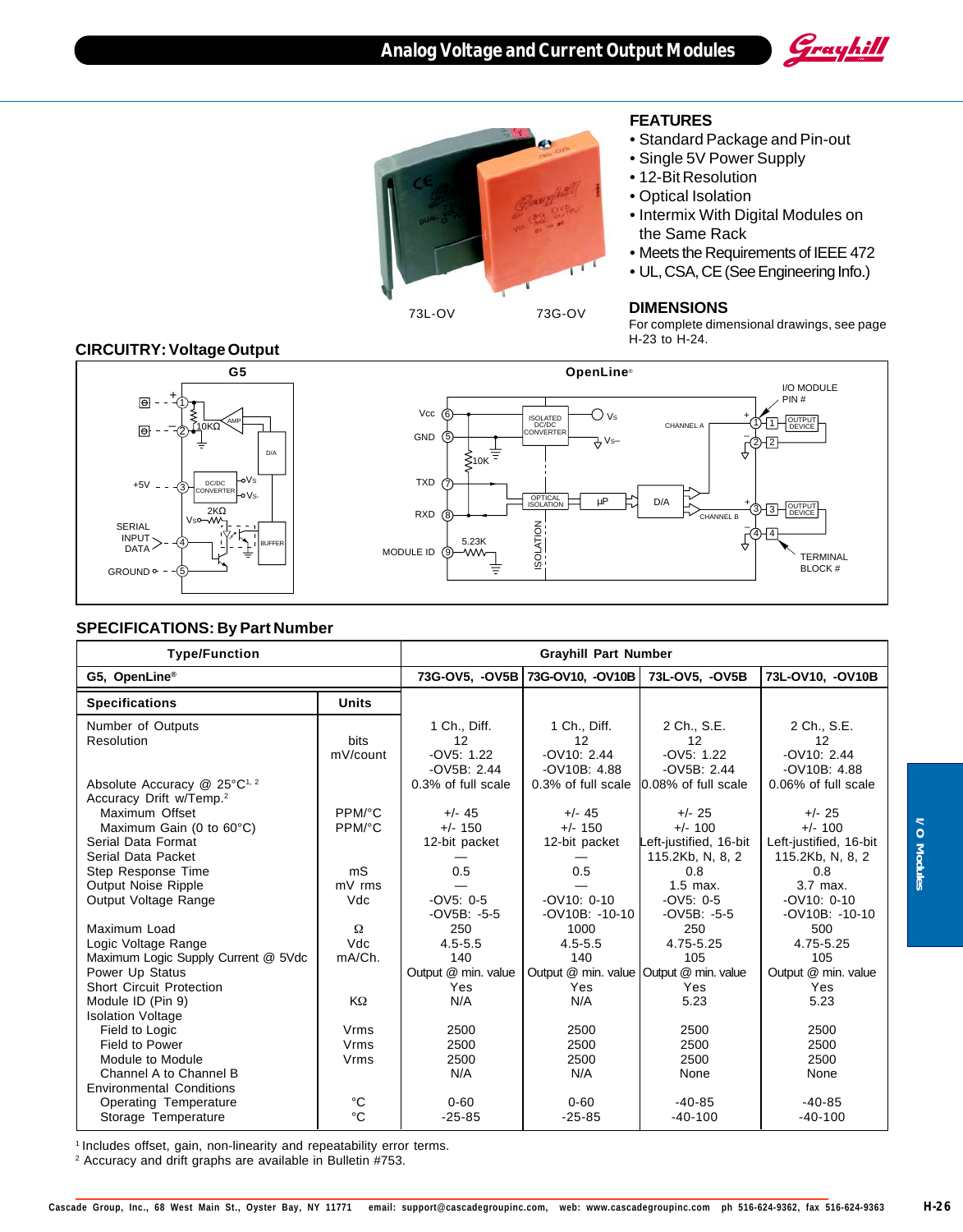# Analog Voltage and Current Output Modules

73L-OV 73G-OV

## FEATURES

- Standard Package and Pin-out
- Single 5V Power Supply
- 12-Bit Resolution
- Optical Isolation
- Intermix With Digital Modules on the Same Rack
- Meets the Requirements of IEEE 472
- UL, CSA, CE (See Engineering Info.)

## DIMENSIONS

For complete dimensional drawings, see page H-23 to H-24.

## CIRCUITRY: Voltage Output

G5

OpenLine®

## SPECIFICATIONS: By Part Number

| Type/Function | | Grayhill Part Number | | | |
|---|---|---|---|---|---|
| **G5, OpenLine®** | | **73G-OV5, -OV5B** | **73G-OV10, -OV10B** | **73L-OV5, -OV5B** | **73L-OV10, -OV10B** |
| **Specifications** | **Units** | | | | |
| Number of Outputs | | 1 Ch., Diff. | 1 Ch., Diff. | 2 Ch., S.E. | 2 Ch., S.E. |
| Resolution | bits | 12 | 12 | 12 | 12 |
| | mV/count | -OV5: 1.22 | -OV10: 2.44 | -OV5: 1.22 | -OV10: 2.44 |
| | | -OV5B: 2.44 | -OV10B: 4.88 | -OV5B: 2.44 | -OV10B: 4.88 |
| Absolute Accuracy @ 25°C[1, 2] | | 0.3% of full scale | 0.3% of full scale | 0.08% of full scale | 0.06% of full scale |
| Accuracy Drift w/Temp.[2] | | | | | |
| Maximum Offset | PPM/°C | +/- 45 | +/- 45 | +/- 25 | +/- 25 |
| Maximum Gain (0 to 60°C) | PPM/°C | +/- 150 | +/- 150 | +/- 100 | +/- 100 |
| Serial Data Format | | 12-bit packet | 12-bit packet | Left-justified, 16-bit | Left-justified, 16-bit |
| Serial Data Packet | | — | — | 115.2Kb, N, 8, 2 | 115.2Kb, N, 8, 2 |
| Step Response Time | mS | 0.5 | 0.5 | 0.8 | 0.8 |
| Output Noise Ripple | mV rms | — | — | 1.5 max. | 3.7 max. |
| Output Voltage Range | Vdc | -OV5: 0-5 | -OV10: 0-10 | -OV5: 0-5 | -OV10: 0-10 |
| | | -OV5B: -5-5 | -OV10B: -10-10 | -OV5B: -5-5 | -OV10B: -10-10 |
| Maximum Load | Ω | 250 | 1000 | 250 | 500 |
| Logic Voltage Range | Vdc | 4.5-5.5 | 4.5-5.5 | 4.75-5.25 | 4.75-5.25 |
| Maximum Logic Supply Current @ 5Vdc | mA/Ch. | 140 | 140 | 105 | 105 |
| Power Up Status | | Output @ min. value | Output @ min. value | Output @ min. value | Output @ min. value |
| Short Circuit Protection | | Yes | Yes | Yes | Yes |
| Module ID (Pin 9) | KΩ | N/A | N/A | 5.23 | 5.23 |
| Isolation Voltage | | | | | |
| Field to Logic | Vrms | 2500 | 2500 | 2500 | 2500 |
| Field to Power | Vrms | 2500 | 2500 | 2500 | 2500 |
| Module to Module | Vrms | 2500 | 2500 | 2500 | 2500 |
| Channel A to Channel B | | N/A | N/A | None | None |
| Environmental Conditions | | | | | |
| Operating Temperature | °C | 0-60 | 0-60 | -40-85 | -40-85 |
| Storage Temperature | °C | -25-85 | -25-85 | -40-100 | -40-100 |

[1] Includes offset, gain, non-linearity and repeatability error terms.
[2] Accuracy and drift graphs are available in Bulletin #753.

Cascade Group, Inc., 68 West Main St., Oyster Bay, NY 11771 email: support@cascadegroupinc.com, web: www.cascadegroupinc.com ph 516-624-9362, fax 516-624-9363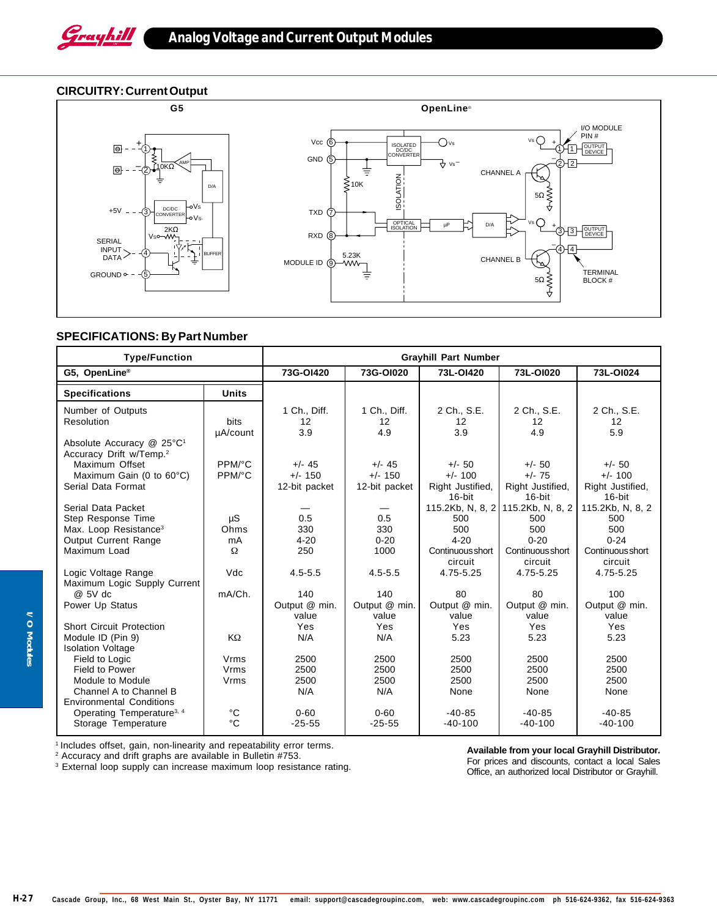# Analog Voltage and Current Output Modules

## CIRCUITRY: Current Output

G5

OpenLine®

## SPECIFICATIONS: By Part Number

| Type/Function | | Grayhill Part Number | | | | |
|---|---|---|---|---|---|---|
| G5, OpenLine® | | 73G-OI420 | 73G-OI020 | 73L-OI420 | 73L-OI020 | 73L-OI024 |
| **Specifications** | **Units** | | | | | |
| Number of Outputs | | 1 Ch., Diff. | 1 Ch., Diff. | 2 Ch., S.E. | 2 Ch., S.E. | 2 Ch., S.E. |
| Resolution | bits | 12 | 12 | 12 | 12 | 12 |
| | µA/count | 3.9 | 4.9 | 3.9 | 4.9 | 5.9 |
| Absolute Accuracy @ 25°C[1] | | | | | | |
| Accuracy Drift w/Temp.[2] | | | | | | |
| Maximum Offset | PPM/°C | +/- 45 | +/- 45 | +/- 50 | +/- 50 | +/- 50 |
| Maximum Gain (0 to 60°C) | PPM/°C | +/- 150 | +/- 150 | +/- 100 | +/- 75 | +/- 100 |
| Serial Data Format | | 12-bit packet | 12-bit packet | Right Justified, 16-bit | Right Justified, 16-bit | Right Justified, 16-bit |
| Serial Data Packet | | — | — | 115.2Kb, N, 8, 2 | 115.2Kb, N, 8, 2 | 115.2Kb, N, 8, 2 |
| Step Response Time | µS | 0.5 | 0.5 | 500 | 500 | 500 |
| Max. Loop Resistance[3] | Ohms | 330 | 330 | 500 | 500 | 500 |
| Output Current Range | mA | 4-20 | 0-20 | 4-20 | 0-20 | 0-24 |
| Maximum Load | Ω | 250 | 1000 | Continuous short circuit | Continuous short circuit | Continuous short circuit |
| Logic Voltage Range | Vdc | 4.5-5.5 | 4.5-5.5 | 4.75-5.25 | 4.75-5.25 | 4.75-5.25 |
| Maximum Logic Supply Current @ 5V dc | mA/Ch. | 140 | 140 | 80 | 80 | 100 |
| Power Up Status | | Output @ min. value | Output @ min. value | Output @ min. value | Output @ min. value | Output @ min. value |
| Short Circuit Protection | | Yes | Yes | Yes | Yes | Yes |
| Module ID (Pin 9) | KΩ | N/A | N/A | 5.23 | 5.23 | 5.23 |
| Isolation Voltage | | | | | | |
| Field to Logic | Vrms | 2500 | 2500 | 2500 | 2500 | 2500 |
| Field to Power | Vrms | 2500 | 2500 | 2500 | 2500 | 2500 |
| Module to Module | Vrms | 2500 | 2500 | 2500 | 2500 | 2500 |
| Channel A to Channel B | | N/A | N/A | None | None | None |
| Environmental Conditions | | | | | | |
| Operating Temperature[3, 4] | °C | 0-60 | 0-60 | -40-85 | -40-85 | -40-85 |
| Storage Temperature | °C | -25-55 | -25-55 | -40-100 | -40-100 | -40-100 |

[1] Includes offset, gain, non-linearity and repeatability error terms.
[2] Accuracy and drift graphs are available in Bulletin #753.
[3] External loop supply can increase maximum loop resistance rating.

**Available from your local Grayhill Distributor.**
For prices and discounts, contact a local Sales Office, an authorized local Distributor or Grayhill.